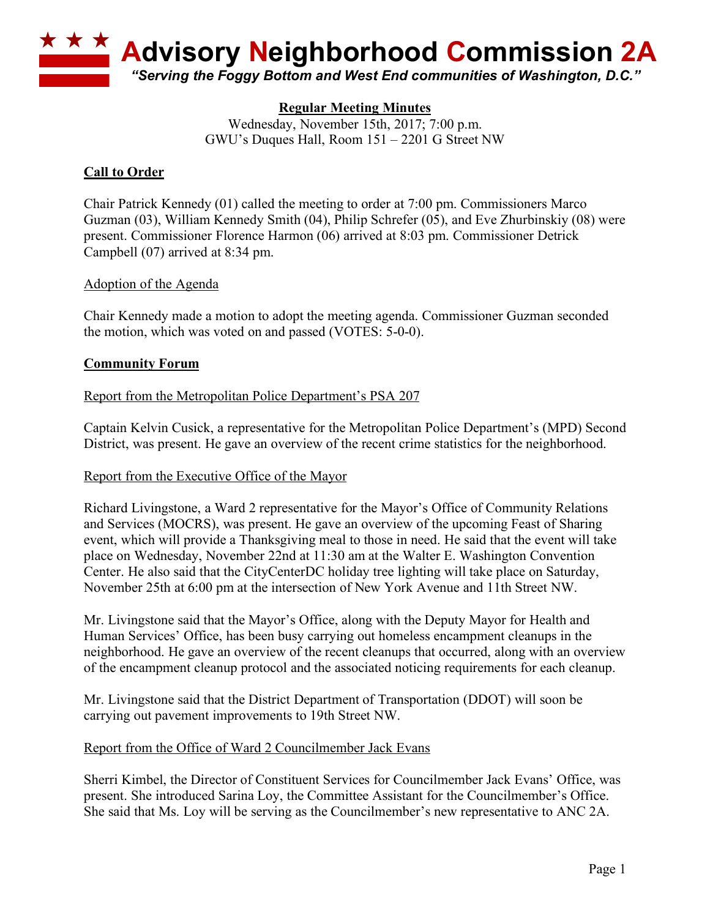# Advisory Neighborhood Commission 2A

*"Serving the Foggy Bottom and West End communities of Washington, D.C."*

**Regular Meeting Minutes**
Wednesday, November 15th, 2017; 7:00 p.m.
GWU's Duques Hall, Room 151 – 2201 G Street NW

## Call to Order

Chair Patrick Kennedy (01) called the meeting to order at 7:00 pm. Commissioners Marco Guzman (03), William Kennedy Smith (04), Philip Schrefer (05), and Eve Zhurbinskiy (08) were present. Commissioner Florence Harmon (06) arrived at 8:03 pm. Commissioner Detrick Campbell (07) arrived at 8:34 pm.

### Adoption of the Agenda

Chair Kennedy made a motion to adopt the meeting agenda. Commissioner Guzman seconded the motion, which was voted on and passed (VOTES: 5-0-0).

## Community Forum

### Report from the Metropolitan Police Department's PSA 207

Captain Kelvin Cusick, a representative for the Metropolitan Police Department's (MPD) Second District, was present. He gave an overview of the recent crime statistics for the neighborhood.

### Report from the Executive Office of the Mayor

Richard Livingstone, a Ward 2 representative for the Mayor's Office of Community Relations and Services (MOCRS), was present. He gave an overview of the upcoming Feast of Sharing event, which will provide a Thanksgiving meal to those in need. He said that the event will take place on Wednesday, November 22nd at 11:30 am at the Walter E. Washington Convention Center. He also said that the CityCenterDC holiday tree lighting will take place on Saturday, November 25th at 6:00 pm at the intersection of New York Avenue and 11th Street NW.

Mr. Livingstone said that the Mayor's Office, along with the Deputy Mayor for Health and Human Services' Office, has been busy carrying out homeless encampment cleanups in the neighborhood. He gave an overview of the recent cleanups that occurred, along with an overview of the encampment cleanup protocol and the associated noticing requirements for each cleanup.

Mr. Livingstone said that the District Department of Transportation (DDOT) will soon be carrying out pavement improvements to 19th Street NW.

### Report from the Office of Ward 2 Councilmember Jack Evans

Sherri Kimbel, the Director of Constituent Services for Councilmember Jack Evans' Office, was present. She introduced Sarina Loy, the Committee Assistant for the Councilmember's Office. She said that Ms. Loy will be serving as the Councilmember's new representative to ANC 2A.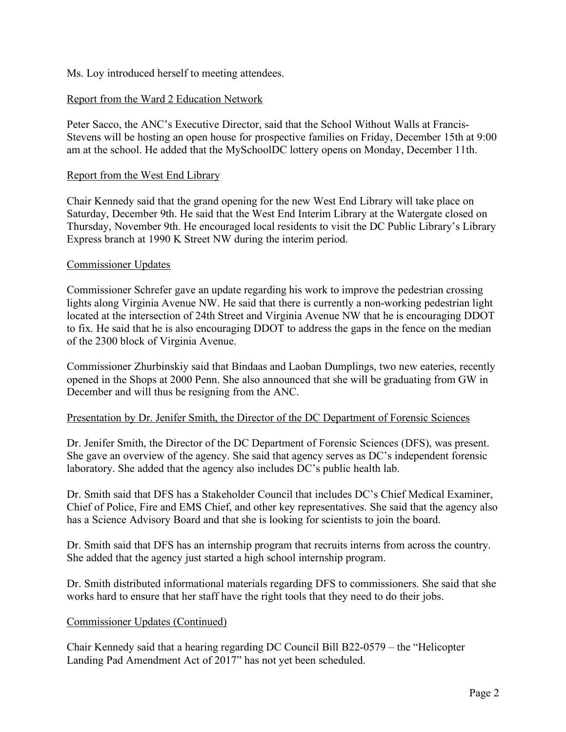Ms. Loy introduced herself to meeting attendees.

<u>Report from the Ward 2 Education Network</u>

Peter Sacco, the ANC's Executive Director, said that the School Without Walls at Francis-Stevens will be hosting an open house for prospective families on Friday, December 15th at 9:00 am at the school. He added that the MySchoolDC lottery opens on Monday, December 11th.

<u>Report from the West End Library</u>

Chair Kennedy said that the grand opening for the new West End Library will take place on Saturday, December 9th. He said that the West End Interim Library at the Watergate closed on Thursday, November 9th. He encouraged local residents to visit the DC Public Library's Library Express branch at 1990 K Street NW during the interim period.

<u>Commissioner Updates</u>

Commissioner Schrefer gave an update regarding his work to improve the pedestrian crossing lights along Virginia Avenue NW. He said that there is currently a non-working pedestrian light located at the intersection of 24th Street and Virginia Avenue NW that he is encouraging DDOT to fix. He said that he is also encouraging DDOT to address the gaps in the fence on the median of the 2300 block of Virginia Avenue.

Commissioner Zhurbinskiy said that Bindaas and Laoban Dumplings, two new eateries, recently opened in the Shops at 2000 Penn. She also announced that she will be graduating from GW in December and will thus be resigning from the ANC.

<u>Presentation by Dr. Jenifer Smith, the Director of the DC Department of Forensic Sciences</u>

Dr. Jenifer Smith, the Director of the DC Department of Forensic Sciences (DFS), was present. She gave an overview of the agency. She said that agency serves as DC's independent forensic laboratory. She added that the agency also includes DC's public health lab.

Dr. Smith said that DFS has a Stakeholder Council that includes DC's Chief Medical Examiner, Chief of Police, Fire and EMS Chief, and other key representatives. She said that the agency also has a Science Advisory Board and that she is looking for scientists to join the board.

Dr. Smith said that DFS has an internship program that recruits interns from across the country. She added that the agency just started a high school internship program.

Dr. Smith distributed informational materials regarding DFS to commissioners. She said that she works hard to ensure that her staff have the right tools that they need to do their jobs.

<u>Commissioner Updates (Continued)</u>

Chair Kennedy said that a hearing regarding DC Council Bill B22-0579 – the "Helicopter Landing Pad Amendment Act of 2017" has not yet been scheduled.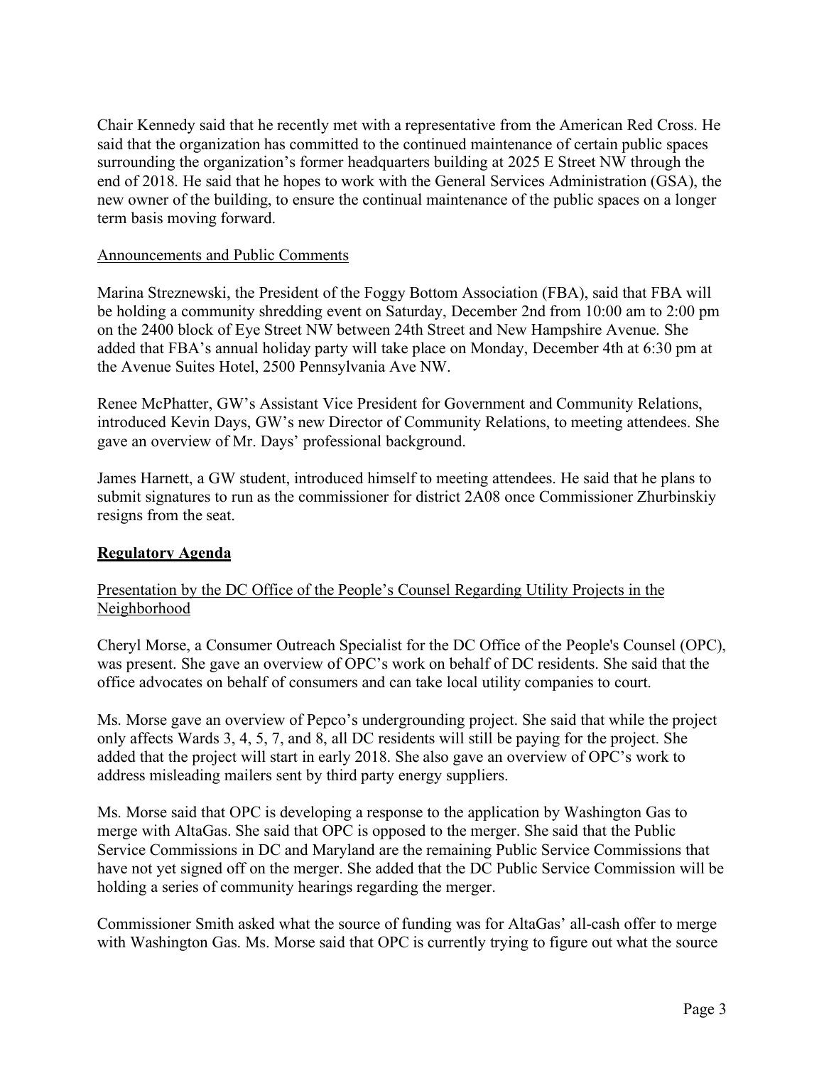Chair Kennedy said that he recently met with a representative from the American Red Cross. He said that the organization has committed to the continued maintenance of certain public spaces surrounding the organization's former headquarters building at 2025 E Street NW through the end of 2018. He said that he hopes to work with the General Services Administration (GSA), the new owner of the building, to ensure the continual maintenance of the public spaces on a longer term basis moving forward.

Announcements and Public Comments

Marina Streznewski, the President of the Foggy Bottom Association (FBA), said that FBA will be holding a community shredding event on Saturday, December 2nd from 10:00 am to 2:00 pm on the 2400 block of Eye Street NW between 24th Street and New Hampshire Avenue. She added that FBA's annual holiday party will take place on Monday, December 4th at 6:30 pm at the Avenue Suites Hotel, 2500 Pennsylvania Ave NW.

Renee McPhatter, GW's Assistant Vice President for Government and Community Relations, introduced Kevin Days, GW's new Director of Community Relations, to meeting attendees. She gave an overview of Mr. Days' professional background.

James Harnett, a GW student, introduced himself to meeting attendees. He said that he plans to submit signatures to run as the commissioner for district 2A08 once Commissioner Zhurbinskiy resigns from the seat.

## Regulatory Agenda

Presentation by the DC Office of the People's Counsel Regarding Utility Projects in the Neighborhood

Cheryl Morse, a Consumer Outreach Specialist for the DC Office of the People's Counsel (OPC), was present. She gave an overview of OPC's work on behalf of DC residents. She said that the office advocates on behalf of consumers and can take local utility companies to court.

Ms. Morse gave an overview of Pepco's undergrounding project. She said that while the project only affects Wards 3, 4, 5, 7, and 8, all DC residents will still be paying for the project. She added that the project will start in early 2018. She also gave an overview of OPC's work to address misleading mailers sent by third party energy suppliers.

Ms. Morse said that OPC is developing a response to the application by Washington Gas to merge with AltaGas. She said that OPC is opposed to the merger. She said that the Public Service Commissions in DC and Maryland are the remaining Public Service Commissions that have not yet signed off on the merger. She added that the DC Public Service Commission will be holding a series of community hearings regarding the merger.

Commissioner Smith asked what the source of funding was for AltaGas' all-cash offer to merge with Washington Gas. Ms. Morse said that OPC is currently trying to figure out what the source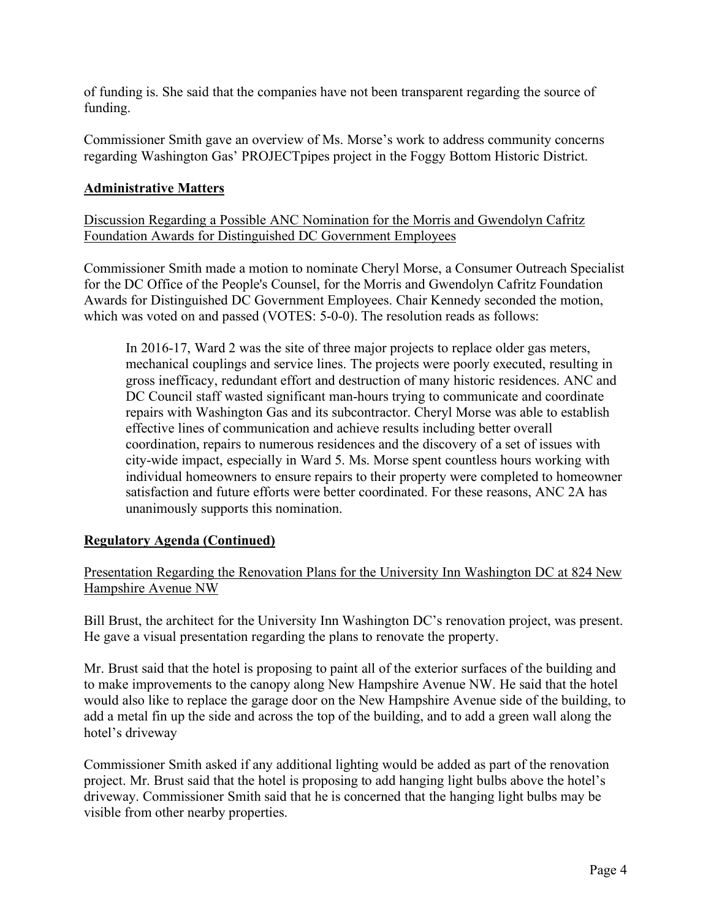of funding is. She said that the companies have not been transparent regarding the source of funding.

Commissioner Smith gave an overview of Ms. Morse's work to address community concerns regarding Washington Gas' PROJECTpipes project in the Foggy Bottom Historic District.

## Administrative Matters

Discussion Regarding a Possible ANC Nomination for the Morris and Gwendolyn Cafritz Foundation Awards for Distinguished DC Government Employees

Commissioner Smith made a motion to nominate Cheryl Morse, a Consumer Outreach Specialist for the DC Office of the People's Counsel, for the Morris and Gwendolyn Cafritz Foundation Awards for Distinguished DC Government Employees. Chair Kennedy seconded the motion, which was voted on and passed (VOTES: 5-0-0). The resolution reads as follows:

> In 2016-17, Ward 2 was the site of three major projects to replace older gas meters, mechanical couplings and service lines. The projects were poorly executed, resulting in gross inefficacy, redundant effort and destruction of many historic residences. ANC and DC Council staff wasted significant man-hours trying to communicate and coordinate repairs with Washington Gas and its subcontractor. Cheryl Morse was able to establish effective lines of communication and achieve results including better overall coordination, repairs to numerous residences and the discovery of a set of issues with city-wide impact, especially in Ward 5. Ms. Morse spent countless hours working with individual homeowners to ensure repairs to their property were completed to homeowner satisfaction and future efforts were better coordinated. For these reasons, ANC 2A has unanimously supports this nomination.

## Regulatory Agenda (Continued)

Presentation Regarding the Renovation Plans for the University Inn Washington DC at 824 New Hampshire Avenue NW

Bill Brust, the architect for the University Inn Washington DC's renovation project, was present. He gave a visual presentation regarding the plans to renovate the property.

Mr. Brust said that the hotel is proposing to paint all of the exterior surfaces of the building and to make improvements to the canopy along New Hampshire Avenue NW. He said that the hotel would also like to replace the garage door on the New Hampshire Avenue side of the building, to add a metal fin up the side and across the top of the building, and to add a green wall along the hotel's driveway

Commissioner Smith asked if any additional lighting would be added as part of the renovation project. Mr. Brust said that the hotel is proposing to add hanging light bulbs above the hotel's driveway. Commissioner Smith said that he is concerned that the hanging light bulbs may be visible from other nearby properties.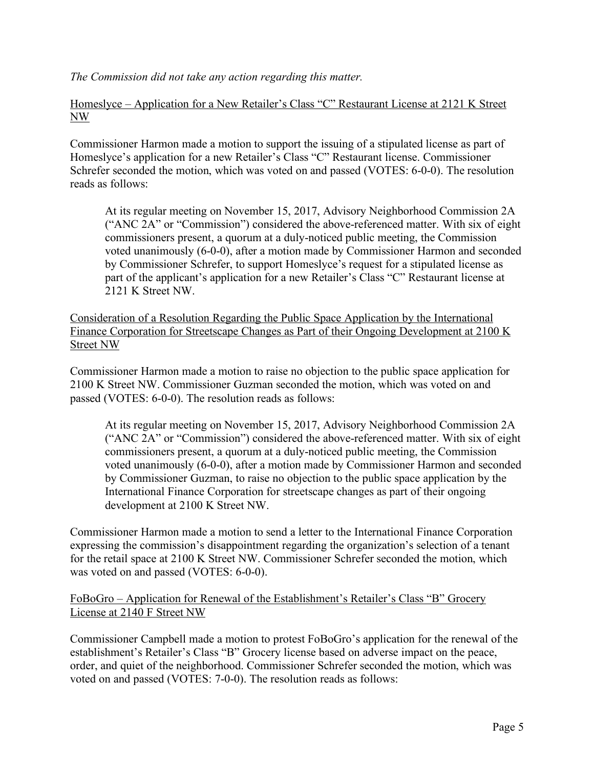*The Commission did not take any action regarding this matter.*

<u>Homeslyce – Application for a New Retailer's Class "C" Restaurant License at 2121 K Street NW</u>

Commissioner Harmon made a motion to support the issuing of a stipulated license as part of Homeslyce's application for a new Retailer's Class "C" Restaurant license. Commissioner Schrefer seconded the motion, which was voted on and passed (VOTES: 6-0-0). The resolution reads as follows:

> At its regular meeting on November 15, 2017, Advisory Neighborhood Commission 2A ("ANC 2A" or "Commission") considered the above-referenced matter. With six of eight commissioners present, a quorum at a duly-noticed public meeting, the Commission voted unanimously (6-0-0), after a motion made by Commissioner Harmon and seconded by Commissioner Schrefer, to support Homeslyce's request for a stipulated license as part of the applicant's application for a new Retailer's Class "C" Restaurant license at 2121 K Street NW.

<u>Consideration of a Resolution Regarding the Public Space Application by the International Finance Corporation for Streetscape Changes as Part of their Ongoing Development at 2100 K Street NW</u>

Commissioner Harmon made a motion to raise no objection to the public space application for 2100 K Street NW. Commissioner Guzman seconded the motion, which was voted on and passed (VOTES: 6-0-0). The resolution reads as follows:

> At its regular meeting on November 15, 2017, Advisory Neighborhood Commission 2A ("ANC 2A" or "Commission") considered the above-referenced matter. With six of eight commissioners present, a quorum at a duly-noticed public meeting, the Commission voted unanimously (6-0-0), after a motion made by Commissioner Harmon and seconded by Commissioner Guzman, to raise no objection to the public space application by the International Finance Corporation for streetscape changes as part of their ongoing development at 2100 K Street NW.

Commissioner Harmon made a motion to send a letter to the International Finance Corporation expressing the commission's disappointment regarding the organization's selection of a tenant for the retail space at 2100 K Street NW. Commissioner Schrefer seconded the motion, which was voted on and passed (VOTES: 6-0-0).

<u>FoBoGro – Application for Renewal of the Establishment's Retailer's Class "B" Grocery License at 2140 F Street NW</u>

Commissioner Campbell made a motion to protest FoBoGro's application for the renewal of the establishment's Retailer's Class "B" Grocery license based on adverse impact on the peace, order, and quiet of the neighborhood. Commissioner Schrefer seconded the motion, which was voted on and passed (VOTES: 7-0-0). The resolution reads as follows: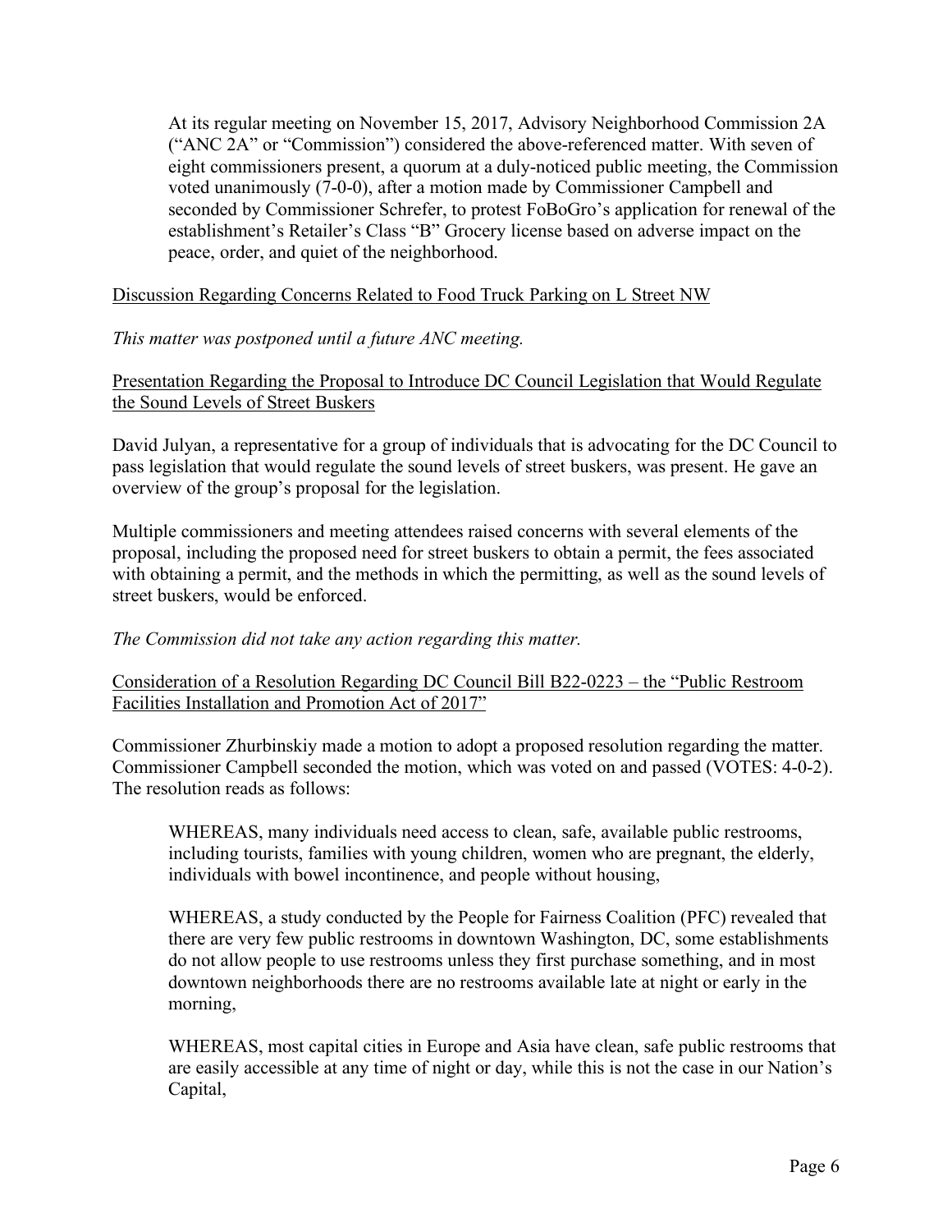At its regular meeting on November 15, 2017, Advisory Neighborhood Commission 2A ("ANC 2A" or "Commission") considered the above-referenced matter. With seven of eight commissioners present, a quorum at a duly-noticed public meeting, the Commission voted unanimously (7-0-0), after a motion made by Commissioner Campbell and seconded by Commissioner Schrefer, to protest FoBoGro's application for renewal of the establishment's Retailer's Class "B" Grocery license based on adverse impact on the peace, order, and quiet of the neighborhood.

<u>Discussion Regarding Concerns Related to Food Truck Parking on L Street NW</u>

*This matter was postponed until a future ANC meeting.*

<u>Presentation Regarding the Proposal to Introduce DC Council Legislation that Would Regulate the Sound Levels of Street Buskers</u>

David Julyan, a representative for a group of individuals that is advocating for the DC Council to pass legislation that would regulate the sound levels of street buskers, was present. He gave an overview of the group's proposal for the legislation.

Multiple commissioners and meeting attendees raised concerns with several elements of the proposal, including the proposed need for street buskers to obtain a permit, the fees associated with obtaining a permit, and the methods in which the permitting, as well as the sound levels of street buskers, would be enforced.

*The Commission did not take any action regarding this matter.*

<u>Consideration of a Resolution Regarding DC Council Bill B22-0223 – the "Public Restroom Facilities Installation and Promotion Act of 2017"</u>

Commissioner Zhurbinskiy made a motion to adopt a proposed resolution regarding the matter. Commissioner Campbell seconded the motion, which was voted on and passed (VOTES: 4-0-2). The resolution reads as follows:

> WHEREAS, many individuals need access to clean, safe, available public restrooms, including tourists, families with young children, women who are pregnant, the elderly, individuals with bowel incontinence, and people without housing,
>
> WHEREAS, a study conducted by the People for Fairness Coalition (PFC) revealed that there are very few public restrooms in downtown Washington, DC, some establishments do not allow people to use restrooms unless they first purchase something, and in most downtown neighborhoods there are no restrooms available late at night or early in the morning,
>
> WHEREAS, most capital cities in Europe and Asia have clean, safe public restrooms that are easily accessible at any time of night or day, while this is not the case in our Nation's Capital,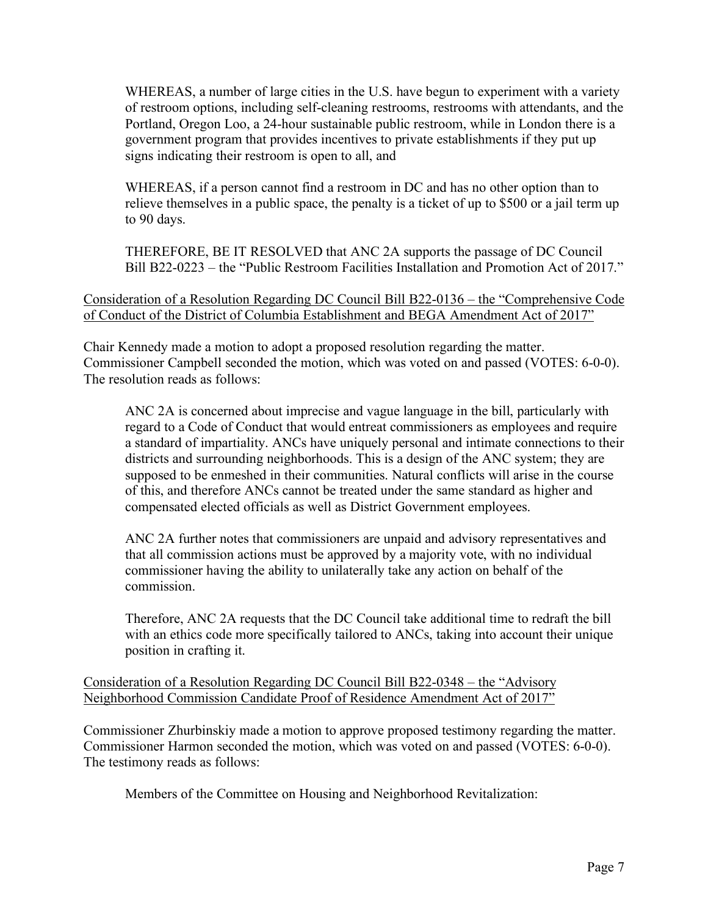WHEREAS, a number of large cities in the U.S. have begun to experiment with a variety of restroom options, including self-cleaning restrooms, restrooms with attendants, and the Portland, Oregon Loo, a 24-hour sustainable public restroom, while in London there is a government program that provides incentives to private establishments if they put up signs indicating their restroom is open to all, and

WHEREAS, if a person cannot find a restroom in DC and has no other option than to relieve themselves in a public space, the penalty is a ticket of up to $500 or a jail term up to 90 days.

THEREFORE, BE IT RESOLVED that ANC 2A supports the passage of DC Council Bill B22-0223 – the "Public Restroom Facilities Installation and Promotion Act of 2017."

<u>Consideration of a Resolution Regarding DC Council Bill B22-0136 – the "Comprehensive Code of Conduct of the District of Columbia Establishment and BEGA Amendment Act of 2017"</u>

Chair Kennedy made a motion to adopt a proposed resolution regarding the matter. Commissioner Campbell seconded the motion, which was voted on and passed (VOTES: 6-0-0). The resolution reads as follows:

ANC 2A is concerned about imprecise and vague language in the bill, particularly with regard to a Code of Conduct that would entreat commissioners as employees and require a standard of impartiality. ANCs have uniquely personal and intimate connections to their districts and surrounding neighborhoods. This is a design of the ANC system; they are supposed to be enmeshed in their communities. Natural conflicts will arise in the course of this, and therefore ANCs cannot be treated under the same standard as higher and compensated elected officials as well as District Government employees.

ANC 2A further notes that commissioners are unpaid and advisory representatives and that all commission actions must be approved by a majority vote, with no individual commissioner having the ability to unilaterally take any action on behalf of the commission.

Therefore, ANC 2A requests that the DC Council take additional time to redraft the bill with an ethics code more specifically tailored to ANCs, taking into account their unique position in crafting it.

<u>Consideration of a Resolution Regarding DC Council Bill B22-0348 – the "Advisory Neighborhood Commission Candidate Proof of Residence Amendment Act of 2017"</u>

Commissioner Zhurbinskiy made a motion to approve proposed testimony regarding the matter. Commissioner Harmon seconded the motion, which was voted on and passed (VOTES: 6-0-0). The testimony reads as follows:

Members of the Committee on Housing and Neighborhood Revitalization: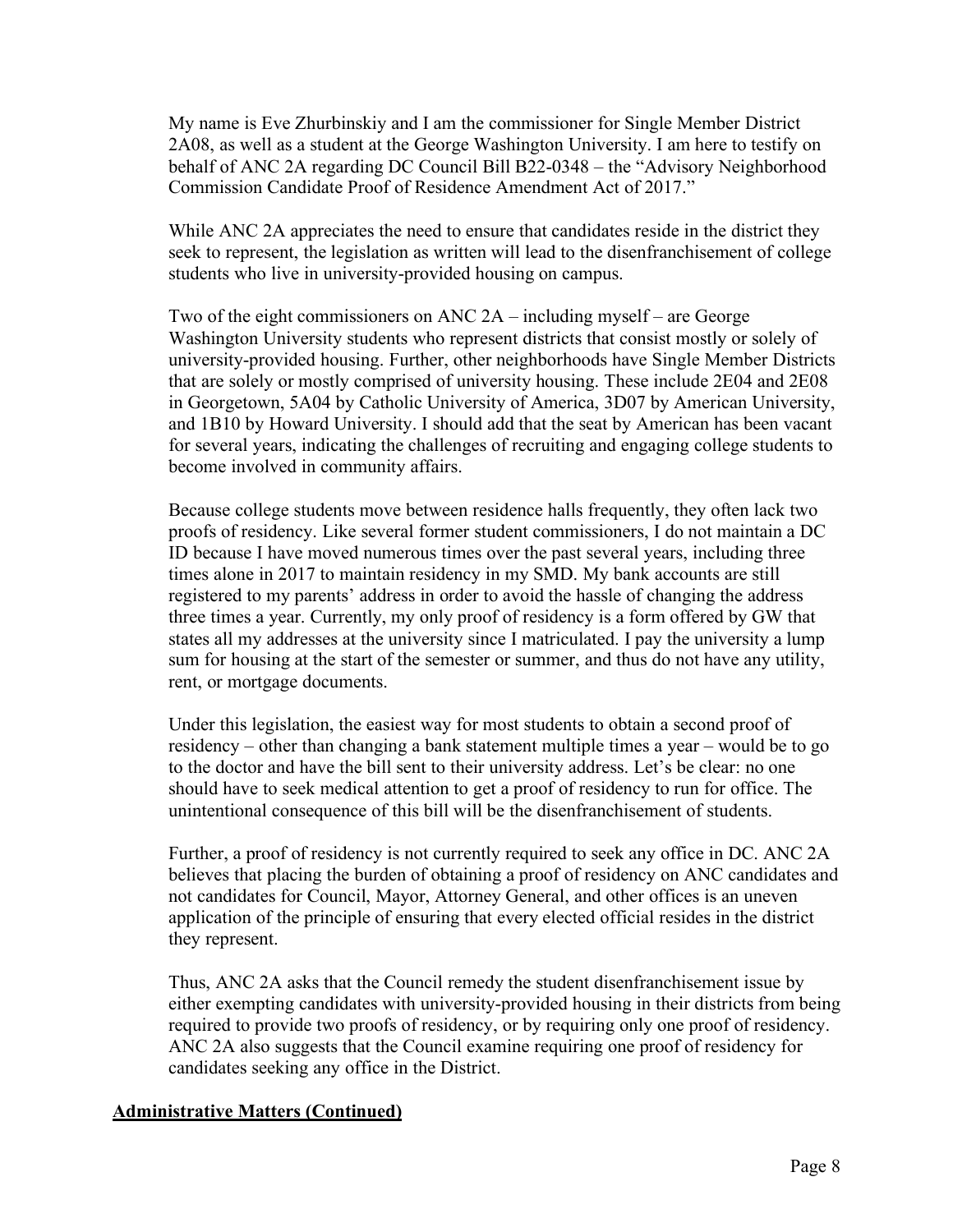My name is Eve Zhurbinskiy and I am the commissioner for Single Member District 2A08, as well as a student at the George Washington University. I am here to testify on behalf of ANC 2A regarding DC Council Bill B22-0348 – the "Advisory Neighborhood Commission Candidate Proof of Residence Amendment Act of 2017."

While ANC 2A appreciates the need to ensure that candidates reside in the district they seek to represent, the legislation as written will lead to the disenfranchisement of college students who live in university-provided housing on campus.

Two of the eight commissioners on ANC 2A – including myself – are George Washington University students who represent districts that consist mostly or solely of university-provided housing. Further, other neighborhoods have Single Member Districts that are solely or mostly comprised of university housing. These include 2E04 and 2E08 in Georgetown, 5A04 by Catholic University of America, 3D07 by American University, and 1B10 by Howard University. I should add that the seat by American has been vacant for several years, indicating the challenges of recruiting and engaging college students to become involved in community affairs.

Because college students move between residence halls frequently, they often lack two proofs of residency. Like several former student commissioners, I do not maintain a DC ID because I have moved numerous times over the past several years, including three times alone in 2017 to maintain residency in my SMD. My bank accounts are still registered to my parents' address in order to avoid the hassle of changing the address three times a year. Currently, my only proof of residency is a form offered by GW that states all my addresses at the university since I matriculated. I pay the university a lump sum for housing at the start of the semester or summer, and thus do not have any utility, rent, or mortgage documents.

Under this legislation, the easiest way for most students to obtain a second proof of residency – other than changing a bank statement multiple times a year – would be to go to the doctor and have the bill sent to their university address. Let's be clear: no one should have to seek medical attention to get a proof of residency to run for office. The unintentional consequence of this bill will be the disenfranchisement of students.

Further, a proof of residency is not currently required to seek any office in DC. ANC 2A believes that placing the burden of obtaining a proof of residency on ANC candidates and not candidates for Council, Mayor, Attorney General, and other offices is an uneven application of the principle of ensuring that every elected official resides in the district they represent.

Thus, ANC 2A asks that the Council remedy the student disenfranchisement issue by either exempting candidates with university-provided housing in their districts from being required to provide two proofs of residency, or by requiring only one proof of residency. ANC 2A also suggests that the Council examine requiring one proof of residency for candidates seeking any office in the District.

**Administrative Matters (Continued)**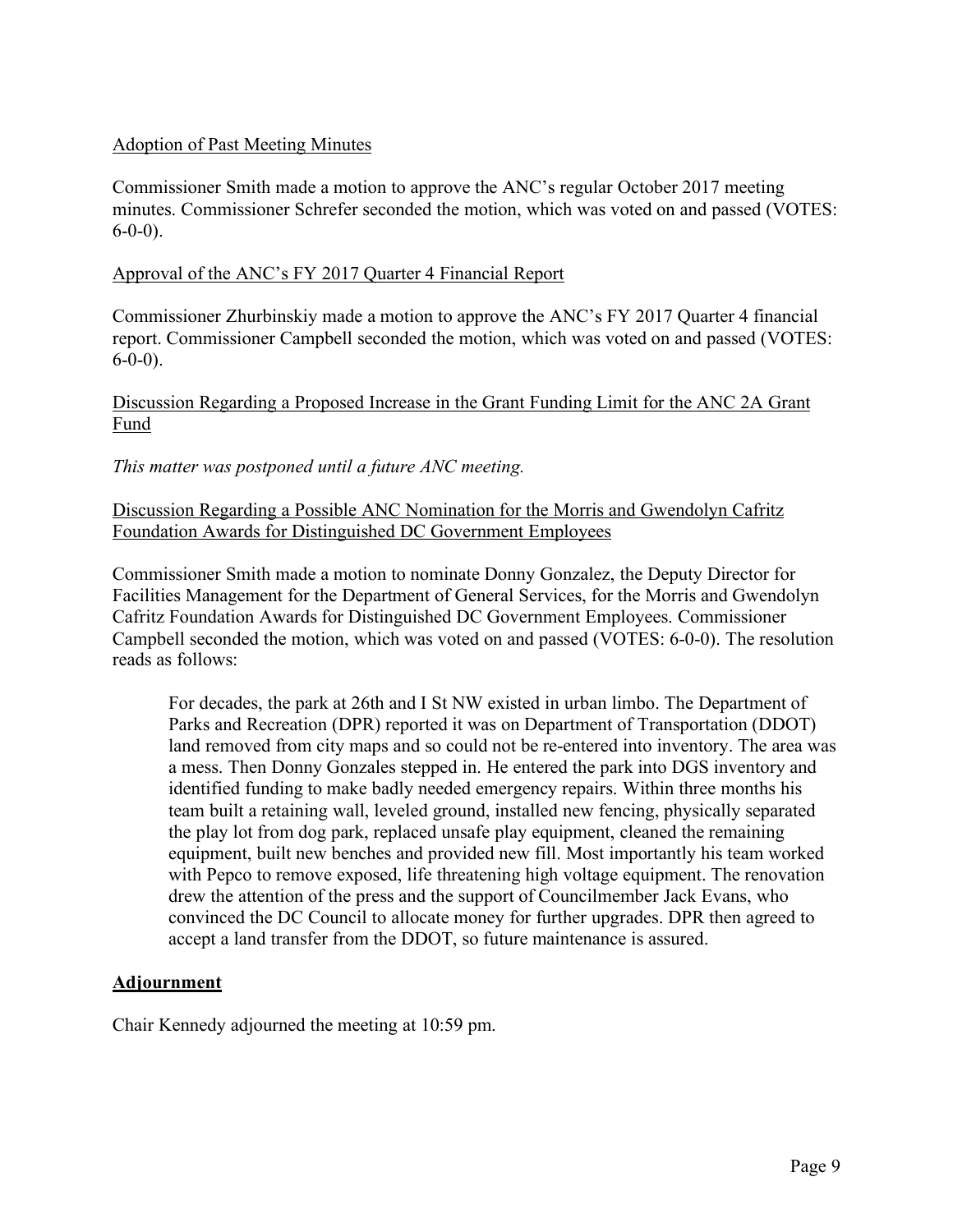Adoption of Past Meeting Minutes

Commissioner Smith made a motion to approve the ANC's regular October 2017 meeting minutes. Commissioner Schrefer seconded the motion, which was voted on and passed (VOTES: 6-0-0).

Approval of the ANC's FY 2017 Quarter 4 Financial Report

Commissioner Zhurbinskiy made a motion to approve the ANC's FY 2017 Quarter 4 financial report. Commissioner Campbell seconded the motion, which was voted on and passed (VOTES: 6-0-0).

Discussion Regarding a Proposed Increase in the Grant Funding Limit for the ANC 2A Grant Fund

*This matter was postponed until a future ANC meeting.*

Discussion Regarding a Possible ANC Nomination for the Morris and Gwendolyn Cafritz Foundation Awards for Distinguished DC Government Employees

Commissioner Smith made a motion to nominate Donny Gonzalez, the Deputy Director for Facilities Management for the Department of General Services, for the Morris and Gwendolyn Cafritz Foundation Awards for Distinguished DC Government Employees. Commissioner Campbell seconded the motion, which was voted on and passed (VOTES: 6-0-0). The resolution reads as follows:

> For decades, the park at 26th and I St NW existed in urban limbo. The Department of Parks and Recreation (DPR) reported it was on Department of Transportation (DDOT) land removed from city maps and so could not be re-entered into inventory. The area was a mess. Then Donny Gonzales stepped in. He entered the park into DGS inventory and identified funding to make badly needed emergency repairs. Within three months his team built a retaining wall, leveled ground, installed new fencing, physically separated the play lot from dog park, replaced unsafe play equipment, cleaned the remaining equipment, built new benches and provided new fill. Most importantly his team worked with Pepco to remove exposed, life threatening high voltage equipment. The renovation drew the attention of the press and the support of Councilmember Jack Evans, who convinced the DC Council to allocate money for further upgrades. DPR then agreed to accept a land transfer from the DDOT, so future maintenance is assured.

**Adjournment**

Chair Kennedy adjourned the meeting at 10:59 pm.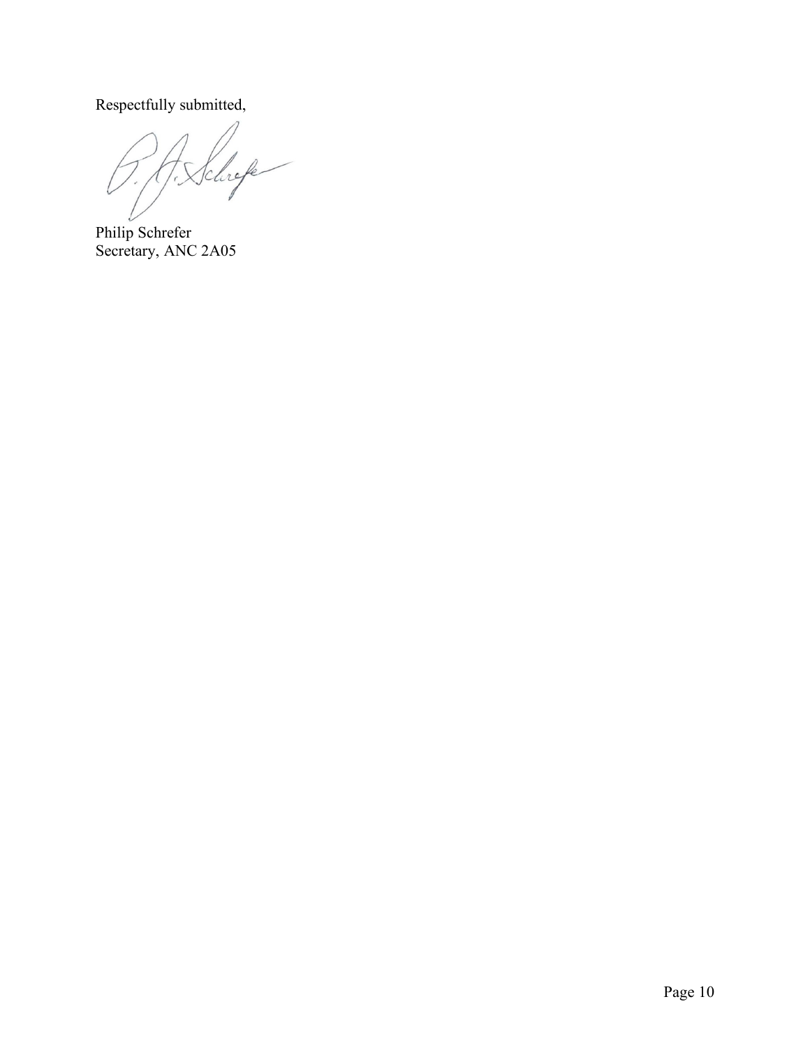Respectfully submitted,

Philip Schrefer
Secretary, ANC 2A05